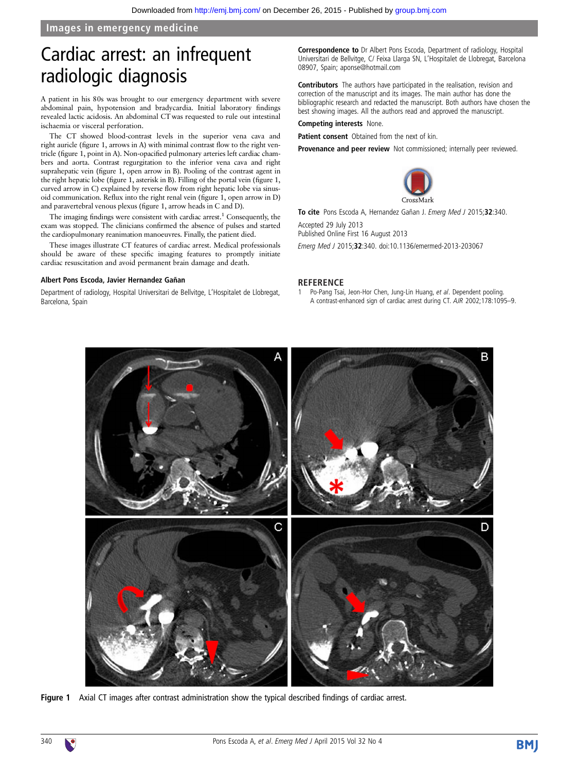Images in emergency medicine

# Cardiac arrest: an infrequent radiologic diagnosis

A patient in his 80s was brought to our emergency department with severe abdominal pain, hypotension and bradycardia. Initial laboratory findings revealed lactic acidosis. An abdominal CT was requested to rule out intestinal ischaemia or visceral perforation.

The CT showed blood-contrast levels in the superior vena cava and right auricle (figure 1, arrows in A) with minimal contrast flow to the right ventricle (figure 1, point in A). Non-opacified pulmonary arteries left cardiac chambers and aorta. Contrast regurgitation to the inferior vena cava and right suprahepatic vein (figure 1, open arrow in B). Pooling of the contrast agent in the right hepatic lobe (figure 1, asterisk in B). Filling of the portal vein (figure 1, curved arrow in C) explained by reverse flow from right hepatic lobe via sinusoid communication. Reflux into the right renal vein (figure 1, open arrow in D) and paravertebral venous plexus (figure 1, arrow heads in C and D).

The imaging findings were consistent with cardiac arrest.[1] Consequently, the exam was stopped. The clinicians confirmed the absence of pulses and started the cardiopulmonary reanimation manoeuvres. Finally, the patient died.

These images illustrate CT features of cardiac arrest. Medical professionals should be aware of these specific imaging features to promptly initiate cardiac resuscitation and avoid permanent brain damage and death.

**Albert Pons Escoda, Javier Hernandez Gañan**

Department of radiology, Hospital Universitari de Bellvitge, L'Hospitalet de Llobregat, Barcelona, Spain

**Correspondence to** Dr Albert Pons Escoda, Department of radiology, Hospital Universitari de Bellvitge, C/ Feixa Llarga SN, L'Hospitalet de Llobregat, Barcelona 08907, Spain; aponse@hotmail.com

**Contributors** The authors have participated in the realisation, revision and correction of the manuscript and its images. The main author has done the bibliographic research and redacted the manuscript. Both authors have chosen the best showing images. All the authors read and approved the manuscript.

**Competing interests** None.

**Patient consent** Obtained from the next of kin.

**Provenance and peer review** Not commissioned; internally peer reviewed.

**To cite** Pons Escoda A, Hernandez Gañan J. *Emerg Med J* 2015;**32**:340.

Accepted 29 July 2013
Published Online First 16 August 2013

*Emerg Med J* 2015;**32**:340. doi:10.1136/emermed-2013-203067

## REFERENCE

1. Po-Pang Tsai, Jeon-Hor Chen, Jung-Lin Huang, *et al*. Dependent pooling. A contrast-enhanced sign of cardiac arrest during CT. *AJR* 2002;178:1095–9.

**Figure 1** Axial CT images after contrast administration show the typical described findings of cardiac arrest.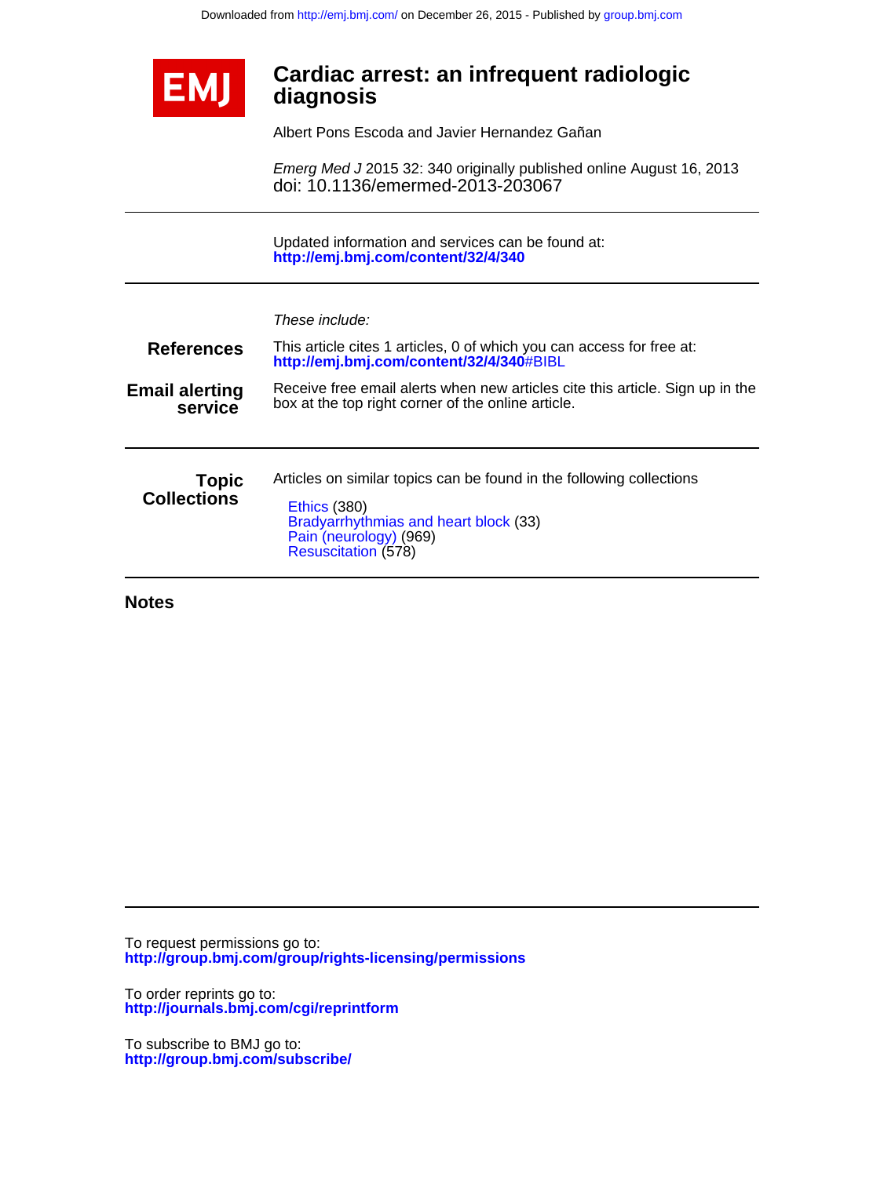Downloaded from http://emj.bmj.com/ on December 26, 2015 - Published by group.bmj.com

EMJ

# Cardiac arrest: an infrequent radiologic diagnosis

Albert Pons Escoda and Javier Hernandez Gañan

*Emerg Med J* 2015 32: 340 originally published online August 16, 2013
doi: 10.1136/emermed-2013-203067

Updated information and services can be found at:
**http://emj.bmj.com/content/32/4/340**

*These include:*

**References**

This article cites 1 articles, 0 of which you can access for free at:
**http://emj.bmj.com/content/32/4/340**#BIBL

**Email alerting service**

Receive free email alerts when new articles cite this article. Sign up in the box at the top right corner of the online article.

**Topic Collections**

Articles on similar topics can be found in the following collections

- Ethics (380)
- Bradyarrhythmias and heart block (33)
- Pain (neurology) (969)
- Resuscitation (578)

## Notes

To request permissions go to:
**http://group.bmj.com/group/rights-licensing/permissions**

To order reprints go to:
**http://journals.bmj.com/cgi/reprintform**

To subscribe to BMJ go to:
**http://group.bmj.com/subscribe/**